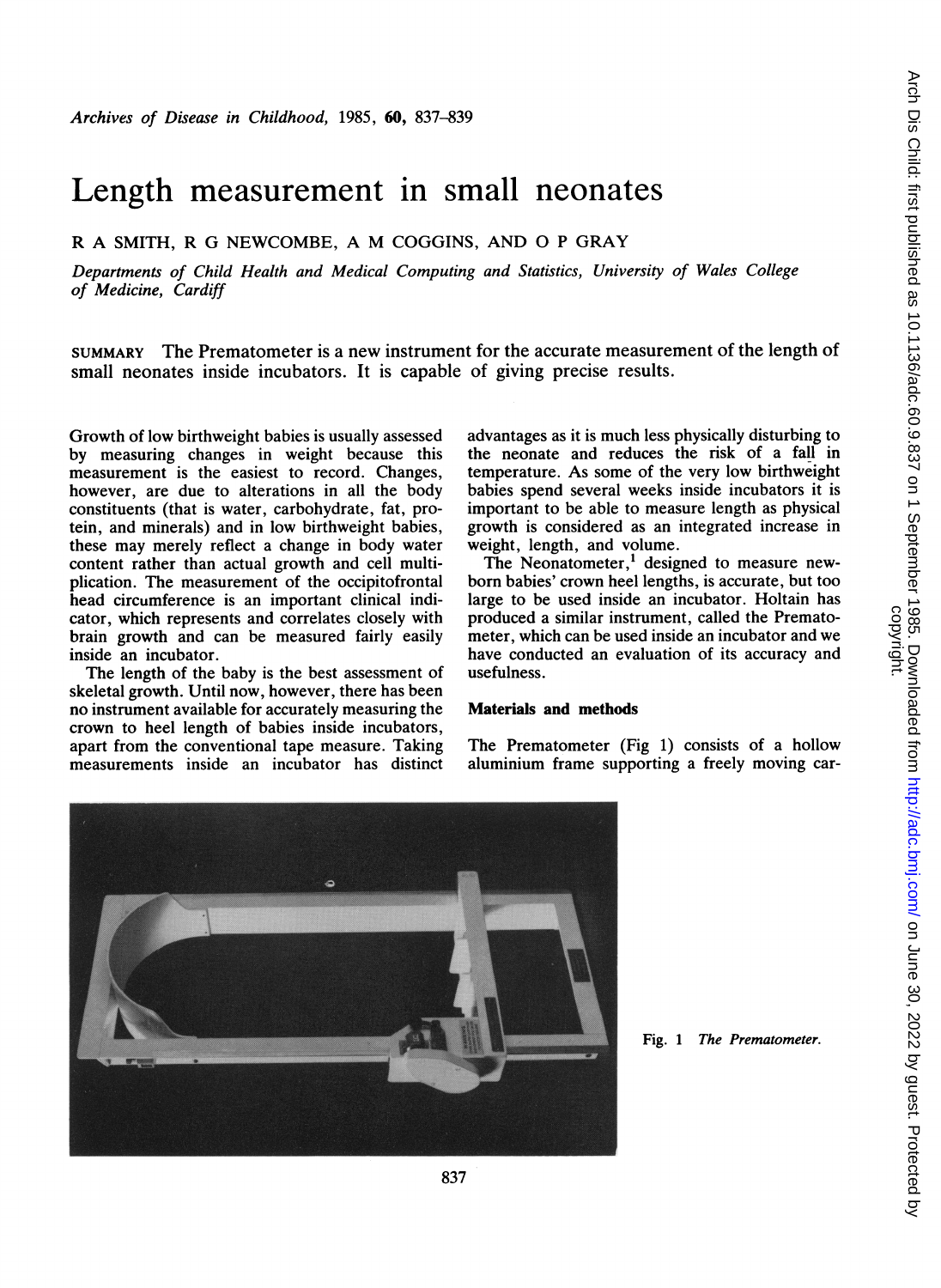# Length measurement in small neonates

R A SMITH, R G NEWCOMBE, A M COGGINS, AND O P GRAY

*Departments of Child Health and Medical Computing and Statistics, University of Wales College of Medicine, Cardiff*

SUMMARY The Prematometer is a new instrument for the accurate measurement of the length of small neonates inside incubators. It is capable of giving precise results.

Growth of low birthweight babies is usually assessed by measuring changes in weight because this measurement is the easiest to record. Changes, however, are due to alterations in all the body constituents (that is water, carbohydrate, fat, protein, and minerals) and in low birthweight babies, these may merely reflect a change in body water content rather than actual growth and cell multiplication. The measurement of the occipitofrontal head circumference is an important clinical indicator, which represents and correlates closely with brain growth and can be measured fairly easily inside an incubator.

The length of the baby is the best assessment of skeletal growth. Until now, however, there has been no instrument available for accurately measuring the crown to heel length of babies inside incubators, apart from the conventional tape measure. Taking measurements inside an incubator has distinct advantages as it is much less physically disturbing to the neonate and reduces the risk of a fall in temperature. As some of the very low birthweight babies spend several weeks inside incubators it is important to be able to measure length as physical growth is considered as an integrated increase in weight, length, and volume.

The Neonatometer,[1] designed to measure newborn babies' crown heel lengths, is accurate, but too large to be used inside an incubator. Holtain has produced a similar instrument, called the Prematometer, which can be used inside an incubator and we have conducted an evaluation of its accuracy and usefulness.

## Materials and methods

The Prematometer (Fig 1) consists of a hollow aluminium frame supporting a freely moving car-

Fig. 1 *The Prematometer.*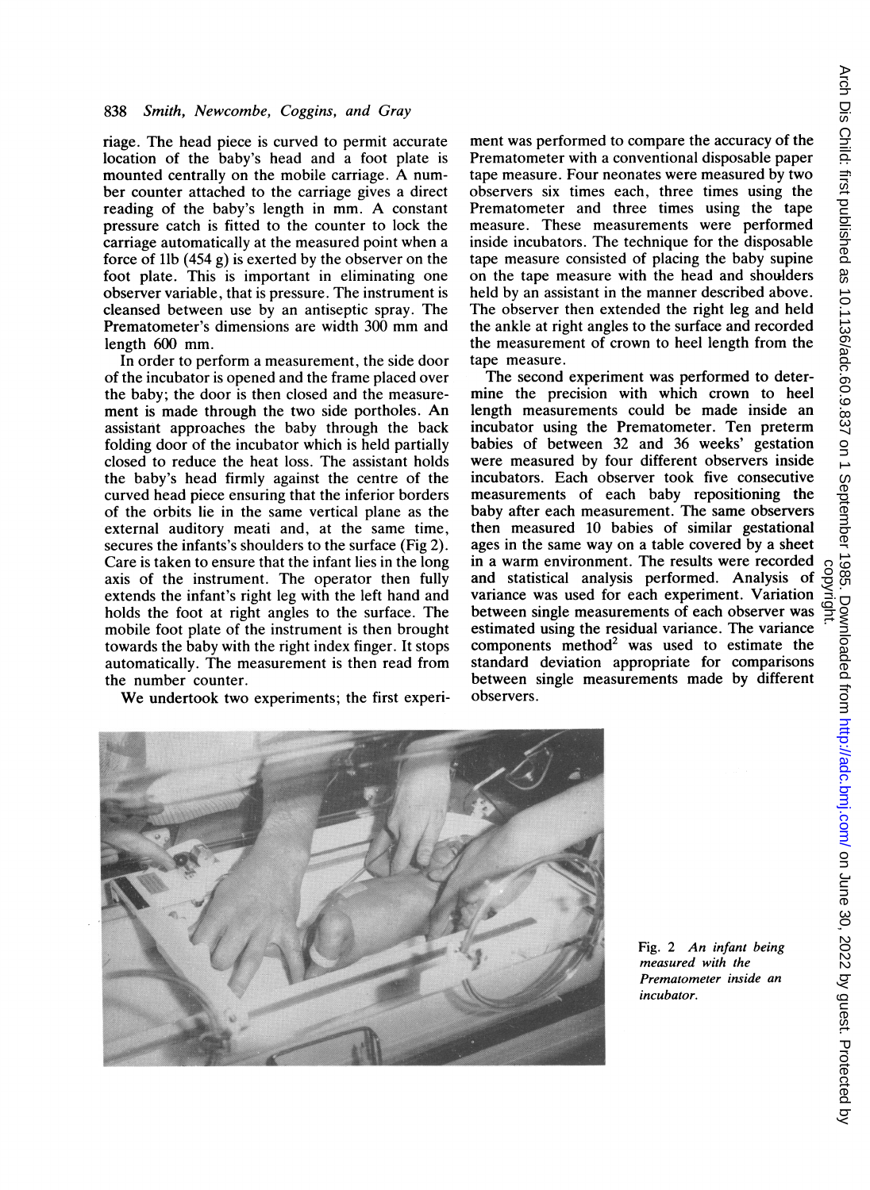riage. The head piece is curved to permit accurate location of the baby's head and a foot plate is mounted centrally on the mobile carriage. A number counter attached to the carriage gives a direct reading of the baby's length in mm. A constant pressure catch is fitted to the counter to lock the carriage automatically at the measured point when a force of 1lb (454 g) is exerted by the observer on the foot plate. This is important in eliminating one observer variable, that is pressure. The instrument is cleansed between use by an antiseptic spray. The Prematometer's dimensions are width 300 mm and length 600 mm.

In order to perform a measurement, the side door of the incubator is opened and the frame placed over the baby; the door is then closed and the measurement is made through the two side portholes. An assistant approaches the baby through the back folding door of the incubator which is held partially closed to reduce the heat loss. The assistant holds the baby's head firmly against the centre of the curved head piece ensuring that the inferior borders of the orbits lie in the same vertical plane as the external auditory meati and, at the same time, secures the infants's shoulders to the surface (Fig 2). Care is taken to ensure that the infant lies in the long axis of the instrument. The operator then fully extends the infant's right leg with the left hand and holds the foot at right angles to the surface. The mobile foot plate of the instrument is then brought towards the baby with the right index finger. It stops automatically. The measurement is then read from the number counter.

We undertook two experiments; the first experiment was performed to compare the accuracy of the Prematometer with a conventional disposable paper tape measure. Four neonates were measured by two observers six times each, three times using the Prematometer and three times using the tape measure. These measurements were performed inside incubators. The technique for the disposable tape measure consisted of placing the baby supine on the tape measure with the head and shoulders held by an assistant in the manner described above. The observer then extended the right leg and held the ankle at right angles to the surface and recorded the measurement of crown to heel length from the tape measure.

The second experiment was performed to determine the precision with which crown to heel length measurements could be made inside an incubator using the Prematometer. Ten preterm babies of between 32 and 36 weeks' gestation were measured by four different observers inside incubators. Each observer took five consecutive measurements of each baby repositioning the baby after each measurement. The same observers then measured 10 babies of similar gestational ages in the same way on a table covered by a sheet in a warm environment. The results were recorded and statistical analysis performed. Analysis of variance was used for each experiment. Variation between single measurements of each observer was estimated using the residual variance. The variance components method[2] was used to estimate the standard deviation appropriate for comparisons between single measurements made by different observers.

Fig. 2 *An infant being measured with the Prematometer inside an incubator.*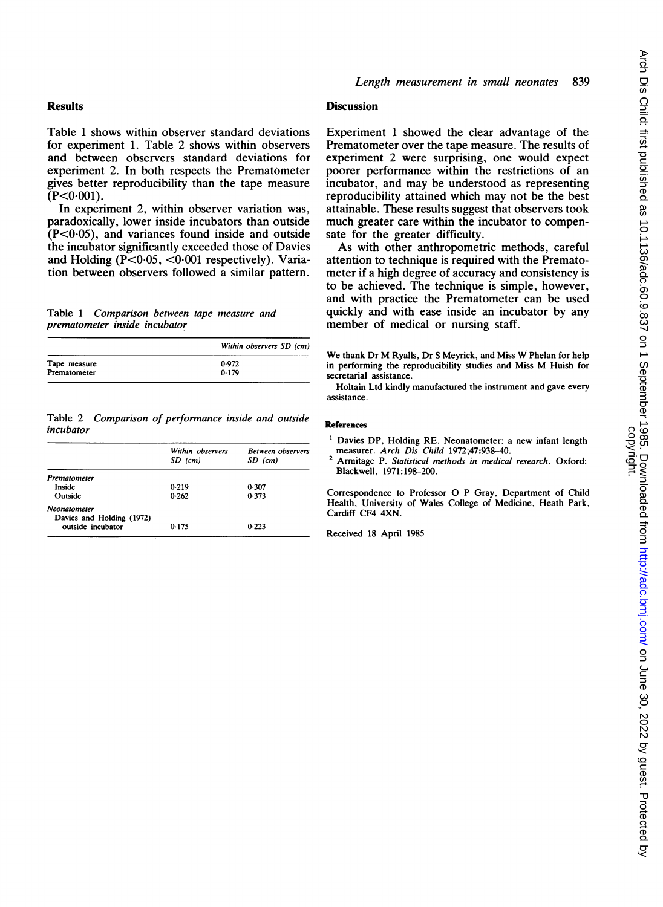## Results

Table 1 shows within observer standard deviations for experiment 1. Table 2 shows within observers and between observers standard deviations for experiment 2. In both respects the Prematometer gives better reproducibility than the tape measure ($P<0.001$).

In experiment 2, within observer variation was, paradoxically, lower inside incubators than outside ($P<0.05$), and variances found inside and outside the incubator significantly exceeded those of Davies and Holding ($P<0.05$, $<0.001$ respectively). Variation between observers followed a similar pattern.

Table 1 *Comparison between tape measure and prematometer inside incubator*

| | Within observers SD (cm) |
|---|---|
| Tape measure | 0·972 |
| Prematometer | 0·179 |

Table 2 *Comparison of performance inside and outside incubator*

| | Within observers SD (cm) | Between observers SD (cm) |
|---|---|---|
| *Prematometer* | | |
| Inside | 0·219 | 0·307 |
| Outside | 0·262 | 0·373 |
| *Neonatometer* | | |
| Davies and Holding (1972) outside incubator | 0·175 | 0·223 |

## Discussion

Experiment 1 showed the clear advantage of the Prematometer over the tape measure. The results of experiment 2 were surprising, one would expect poorer performance within the restrictions of an incubator, and may be understood as representing reproducibility attained which may not be the best attainable. These results suggest that observers took much greater care within the incubator to compensate for the greater difficulty.

As with other anthropometric methods, careful attention to technique is required with the Prematometer if a high degree of accuracy and consistency is to be achieved. The technique is simple, however, and with practice the Prematometer can be used quickly and with ease inside an incubator by any member of medical or nursing staff.

We thank Dr M Ryalls, Dr S Meyrick, and Miss W Phelan for help in performing the reproducibility studies and Miss M Huish for secretarial assistance.

Holtain Ltd kindly manufactured the instrument and gave every assistance.

### References

1. Davies DP, Holding RE. Neonatometer: a new infant length measurer. *Arch Dis Child* 1972;**47**:938–40.
2. Armitage P. *Statistical methods in medical research*. Oxford: Blackwell, 1971:198–200.

Correspondence to Professor O P Gray, Department of Child Health, University of Wales College of Medicine, Heath Park, Cardiff CF4 4XN.

Received 18 April 1985